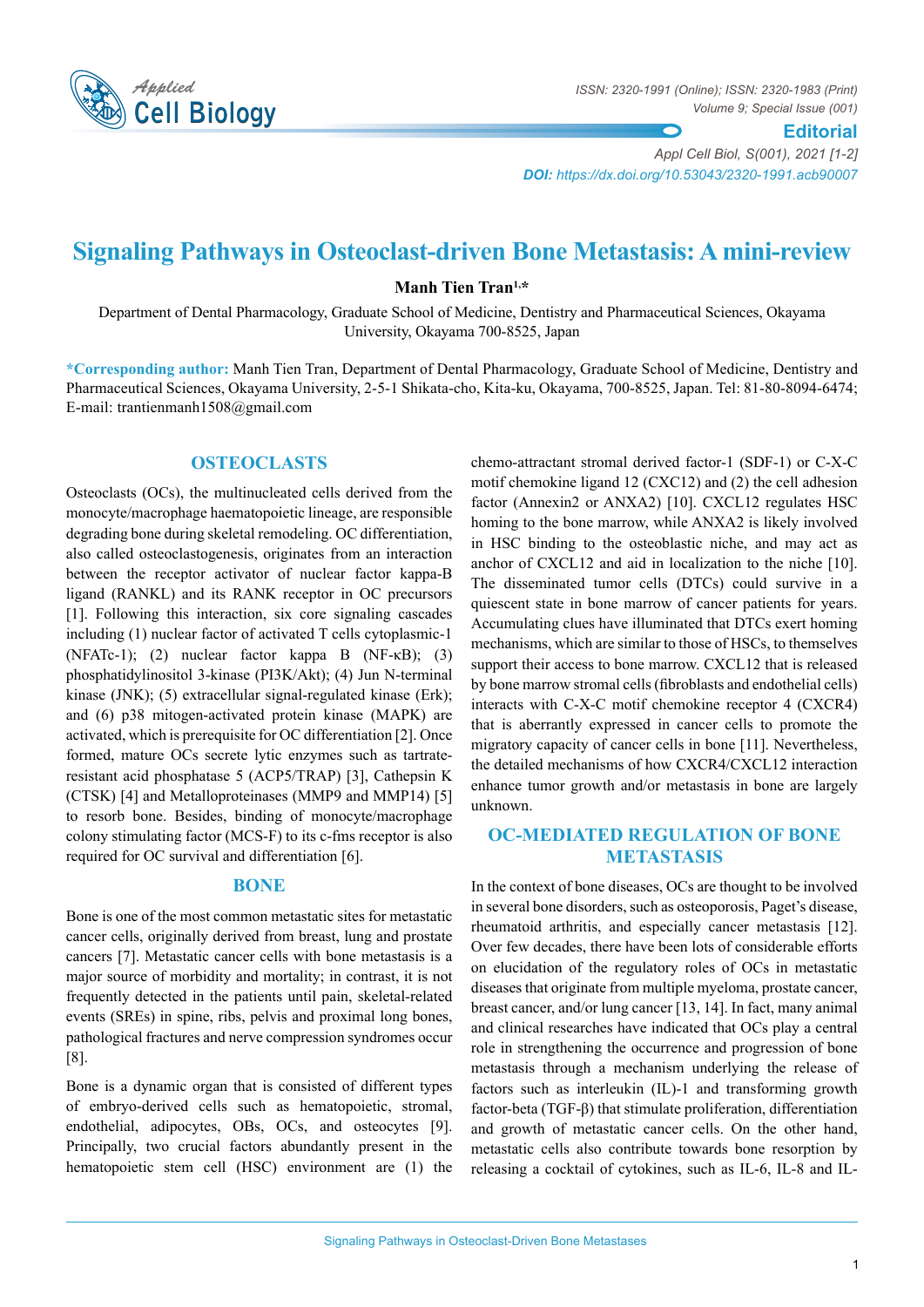# Signaling Pathways in Osteoclast-driven Bone Metastasis: A mini-review

**Manh Tien Tran[1,*]**

Department of Dental Pharmacology, Graduate School of Medicine, Dentistry and Pharmaceutical Sciences, Okayama University, Okayama 700-8525, Japan

**\*Corresponding author:** Manh Tien Tran, Department of Dental Pharmacology, Graduate School of Medicine, Dentistry and Pharmaceutical Sciences, Okayama University, 2-5-1 Shikata-cho, Kita-ku, Okayama, 700-8525, Japan. Tel: 81-80-8094-6474; E-mail: trantienmanh1508@gmail.com

## OSTEOCLASTS

Osteoclasts (OCs), the multinucleated cells derived from the monocyte/macrophage haematopoietic lineage, are responsible degrading bone during skeletal remodeling. OC differentiation, also called osteoclastogenesis, originates from an interaction between the receptor activator of nuclear factor kappa-B ligand (RANKL) and its RANK receptor in OC precursors [1]. Following this interaction, six core signaling cascades including (1) nuclear factor of activated T cells cytoplasmic-1 (NFATc-1); (2) nuclear factor kappa B (NF-κB); (3) phosphatidylinositol 3-kinase (PI3K/Akt); (4) Jun N-terminal kinase (JNK); (5) extracellular signal-regulated kinase (Erk); and (6) p38 mitogen-activated protein kinase (MAPK) are activated, which is prerequisite for OC differentiation [2]. Once formed, mature OCs secrete lytic enzymes such as tartrate-resistant acid phosphatase 5 (ACP5/TRAP) [3], Cathepsin K (CTSK) [4] and Metalloproteinases (MMP9 and MMP14) [5] to resorb bone. Besides, binding of monocyte/macrophage colony stimulating factor (MCS-F) to its c-fms receptor is also required for OC survival and differentiation [6].

## BONE

Bone is one of the most common metastatic sites for metastatic cancer cells, originally derived from breast, lung and prostate cancers [7]. Metastatic cancer cells with bone metastasis is a major source of morbidity and mortality; in contrast, it is not frequently detected in the patients until pain, skeletal-related events (SREs) in spine, ribs, pelvis and proximal long bones, pathological fractures and nerve compression syndromes occur [8].

Bone is a dynamic organ that is consisted of different types of embryo-derived cells such as hematopoietic, stromal, endothelial, adipocytes, OBs, OCs, and osteocytes [9]. Principally, two crucial factors abundantly present in the hematopoietic stem cell (HSC) environment are (1) the chemo-attractant stromal derived factor-1 (SDF-1) or C-X-C motif chemokine ligand 12 (CXC12) and (2) the cell adhesion factor (Annexin2 or ANXA2) [10]. CXCL12 regulates HSC homing to the bone marrow, while ANXA2 is likely involved in HSC binding to the osteoblastic niche, and may act as anchor of CXCL12 and aid in localization to the niche [10]. The disseminated tumor cells (DTCs) could survive in a quiescent state in bone marrow of cancer patients for years. Accumulating clues have illuminated that DTCs exert homing mechanisms, which are similar to those of HSCs, to themselves support their access to bone marrow. CXCL12 that is released by bone marrow stromal cells (fibroblasts and endothelial cells) interacts with C-X-C motif chemokine receptor 4 (CXCR4) that is aberrantly expressed in cancer cells to promote the migratory capacity of cancer cells in bone [11]. Nevertheless, the detailed mechanisms of how CXCR4/CXCL12 interaction enhance tumor growth and/or metastasis in bone are largely unknown.

## OC-MEDIATED REGULATION OF BONE METASTASIS

In the context of bone diseases, OCs are thought to be involved in several bone disorders, such as osteoporosis, Paget's disease, rheumatoid arthritis, and especially cancer metastasis [12]. Over few decades, there have been lots of considerable efforts on elucidation of the regulatory roles of OCs in metastatic diseases that originate from multiple myeloma, prostate cancer, breast cancer, and/or lung cancer [13, 14]. In fact, many animal and clinical researches have indicated that OCs play a central role in strengthening the occurrence and progression of bone metastasis through a mechanism underlying the release of factors such as interleukin (IL)-1 and transforming growth factor-beta (TGF-β) that stimulate proliferation, differentiation and growth of metastatic cancer cells. On the other hand, metastatic cells also contribute towards bone resorption by releasing a cocktail of cytokines, such as IL-6, IL-8 and IL-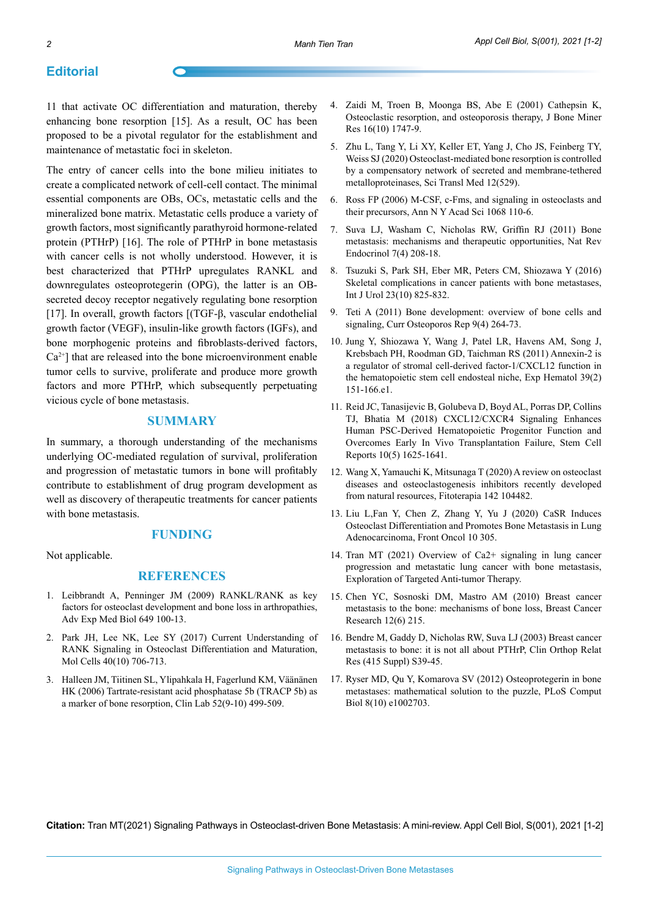11 that activate OC differentiation and maturation, thereby enhancing bone resorption [15]. As a result, OC has been proposed to be a pivotal regulator for the establishment and maintenance of metastatic foci in skeleton.

The entry of cancer cells into the bone milieu initiates to create a complicated network of cell-cell contact. The minimal essential components are OBs, OCs, metastatic cells and the mineralized bone matrix. Metastatic cells produce a variety of growth factors, most significantly parathyroid hormone-related protein (PTHrP) [16]. The role of PTHrP in bone metastasis with cancer cells is not wholly understood. However, it is best characterized that PTHrP upregulates RANKL and downregulates osteoprotegerin (OPG), the latter is an OB-secreted decoy receptor negatively regulating bone resorption [17]. In overall, growth factors [(TGF-β, vascular endothelial growth factor (VEGF), insulin-like growth factors (IGFs), and bone morphogenic proteins and fibroblasts-derived factors, $Ca^{2+}$] that are released into the bone microenvironment enable tumor cells to survive, proliferate and produce more growth factors and more PTHrP, which subsequently perpetuating vicious cycle of bone metastasis.

## SUMMARY

In summary, a thorough understanding of the mechanisms underlying OC-mediated regulation of survival, proliferation and progression of metastatic tumors in bone will profitably contribute to establishment of drug program development as well as discovery of therapeutic treatments for cancer patients with bone metastasis.

## FUNDING

Not applicable.

## REFERENCES

1. Leibbrandt A, Penninger JM (2009) RANKL/RANK as key factors for osteoclast development and bone loss in arthropathies, Adv Exp Med Biol 649 100-13.
2. Park JH, Lee NK, Lee SY (2017) Current Understanding of RANK Signaling in Osteoclast Differentiation and Maturation, Mol Cells 40(10) 706-713.
3. Halleen JM, Tiitinen SL, Ylipahkala H, Fagerlund KM, Väänänen HK (2006) Tartrate-resistant acid phosphatase 5b (TRACP 5b) as a marker of bone resorption, Clin Lab 52(9-10) 499-509.
4. Zaidi M, Troen B, Moonga BS, Abe E (2001) Cathepsin K, Osteoclastic resorption, and osteoporosis therapy, J Bone Miner Res 16(10) 1747-9.
5. Zhu L, Tang Y, Li XY, Keller ET, Yang J, Cho JS, Feinberg TY, Weiss SJ (2020) Osteoclast-mediated bone resorption is controlled by a compensatory network of secreted and membrane-tethered metalloproteinases, Sci Transl Med 12(529).
6. Ross FP (2006) M-CSF, c-Fms, and signaling in osteoclasts and their precursors, Ann N Y Acad Sci 1068 110-6.
7. Suva LJ, Washam C, Nicholas RW, Griffin RJ (2011) Bone metastasis: mechanisms and therapeutic opportunities, Nat Rev Endocrinol 7(4) 208-18.
8. Tsuzuki S, Park SH, Eber MR, Peters CM, Shiozawa Y (2016) Skeletal complications in cancer patients with bone metastases, Int J Urol 23(10) 825-832.
9. Teti A (2011) Bone development: overview of bone cells and signaling, Curr Osteoporos Rep 9(4) 264-73.
10. Jung Y, Shiozawa Y, Wang J, Patel LR, Havens AM, Song J, Krebsbach PH, Roodman GD, Taichman RS (2011) Annexin-2 is a regulator of stromal cell-derived factor-1/CXCL12 function in the hematopoietic stem cell endosteal niche, Exp Hematol 39(2) 151-166.e1.
11. Reid JC, Tanasijevic B, Golubeva D, Boyd AL, Porras DP, Collins TJ, Bhatia M (2018) CXCL12/CXCR4 Signaling Enhances Human PSC-Derived Hematopoietic Progenitor Function and Overcomes Early In Vivo Transplantation Failure, Stem Cell Reports 10(5) 1625-1641.
12. Wang X, Yamauchi K, Mitsunaga T (2020) A review on osteoclast diseases and osteoclastogenesis inhibitors recently developed from natural resources, Fitoterapia 142 104482.
13. Liu L,Fan Y, Chen Z, Zhang Y, Yu J (2020) CaSR Induces Osteoclast Differentiation and Promotes Bone Metastasis in Lung Adenocarcinoma, Front Oncol 10 305.
14. Tran MT (2021) Overview of Ca2+ signaling in lung cancer progression and metastatic lung cancer with bone metastasis, Exploration of Targeted Anti-tumor Therapy.
15. Chen YC, Sosnoski DM, Mastro AM (2010) Breast cancer metastasis to the bone: mechanisms of bone loss, Breast Cancer Research 12(6) 215.
16. Bendre M, Gaddy D, Nicholas RW, Suva LJ (2003) Breast cancer metastasis to bone: it is not all about PTHrP, Clin Orthop Relat Res (415 Suppl) S39-45.
17. Ryser MD, Qu Y, Komarova SV (2012) Osteoprotegerin in bone metastases: mathematical solution to the puzzle, PLoS Comput Biol 8(10) e1002703.

**Citation:** Tran MT(2021) Signaling Pathways in Osteoclast-driven Bone Metastasis: A mini-review. Appl Cell Biol, S(001), 2021 [1-2]